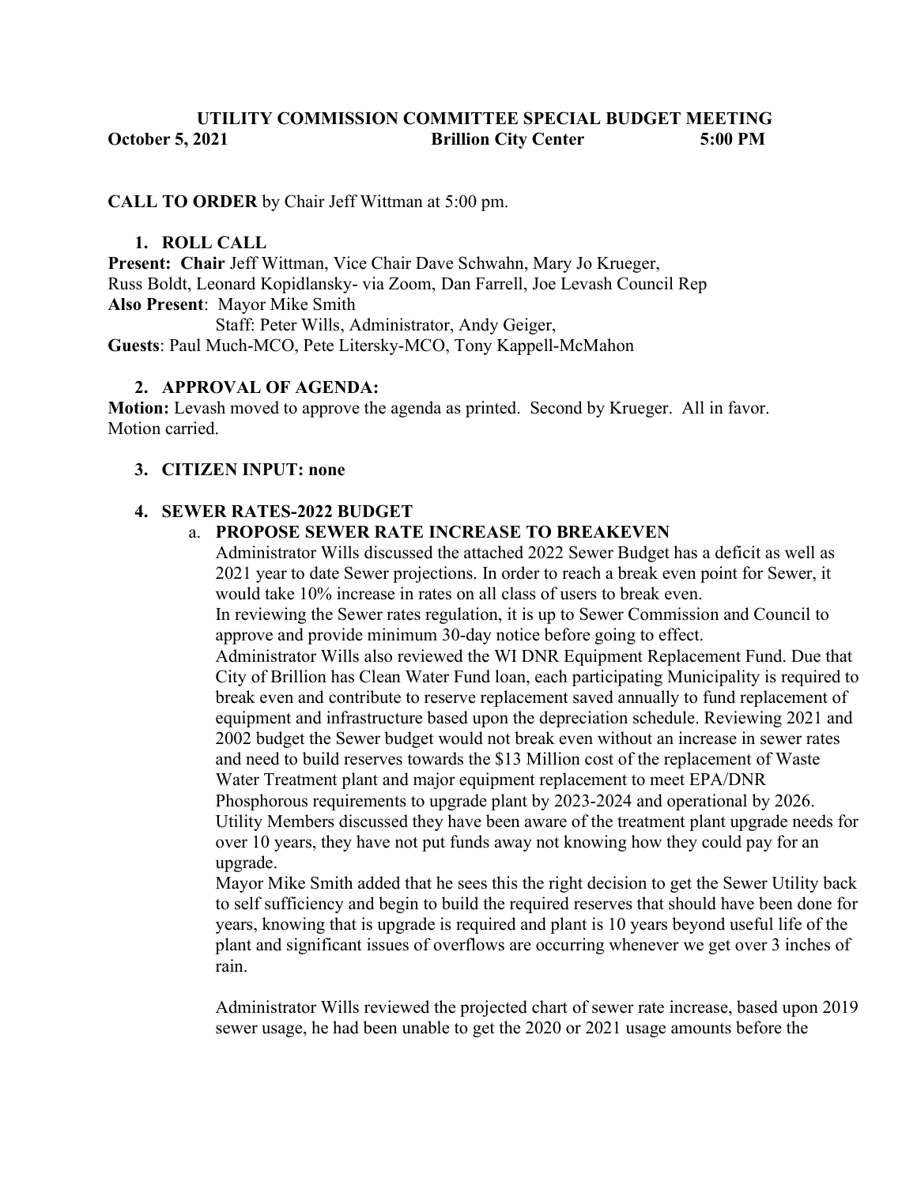# UTILITY COMMISSION COMMITTEE SPECIAL BUDGET MEETING

**October 5, 2021 — Brillion City Center — 5:00 PM**

**CALL TO ORDER** by Chair Jeff Wittman at 5:00 pm.

1. **ROLL CALL**

**Present: Chair** Jeff Wittman, Vice Chair Dave Schwahn, Mary Jo Krueger, Russ Boldt, Leonard Kopidlansky- via Zoom, Dan Farrell, Joe Levash Council Rep
**Also Present**: Mayor Mike Smith
Staff: Peter Wills, Administrator, Andy Geiger,
**Guests**: Paul Much-MCO, Pete Litersky-MCO, Tony Kappell-McMahon

2. **APPROVAL OF AGENDA:**

**Motion:** Levash moved to approve the agenda as printed. Second by Krueger. All in favor. Motion carried.

3. **CITIZEN INPUT: none**

4. **SEWER RATES-2022 BUDGET**

   a. **PROPOSE SEWER RATE INCREASE TO BREAKEVEN**

   Administrator Wills discussed the attached 2022 Sewer Budget has a deficit as well as 2021 year to date Sewer projections. In order to reach a break even point for Sewer, it would take 10% increase in rates on all class of users to break even.
   In reviewing the Sewer rates regulation, it is up to Sewer Commission and Council to approve and provide minimum 30-day notice before going to effect.
   Administrator Wills also reviewed the WI DNR Equipment Replacement Fund. Due that City of Brillion has Clean Water Fund loan, each participating Municipality is required to break even and contribute to reserve replacement saved annually to fund replacement of equipment and infrastructure based upon the depreciation schedule. Reviewing 2021 and 2002 budget the Sewer budget would not break even without an increase in sewer rates and need to build reserves towards the $13 Million cost of the replacement of Waste Water Treatment plant and major equipment replacement to meet EPA/DNR Phosphorous requirements to upgrade plant by 2023-2024 and operational by 2026.
   Utility Members discussed they have been aware of the treatment plant upgrade needs for over 10 years, they have not put funds away not knowing how they could pay for an upgrade.
   Mayor Mike Smith added that he sees this the right decision to get the Sewer Utility back to self sufficiency and begin to build the required reserves that should have been done for years, knowing that is upgrade is required and plant is 10 years beyond useful life of the plant and significant issues of overflows are occurring whenever we get over 3 inches of rain.

   Administrator Wills reviewed the projected chart of sewer rate increase, based upon 2019 sewer usage, he had been unable to get the 2020 or 2021 usage amounts before the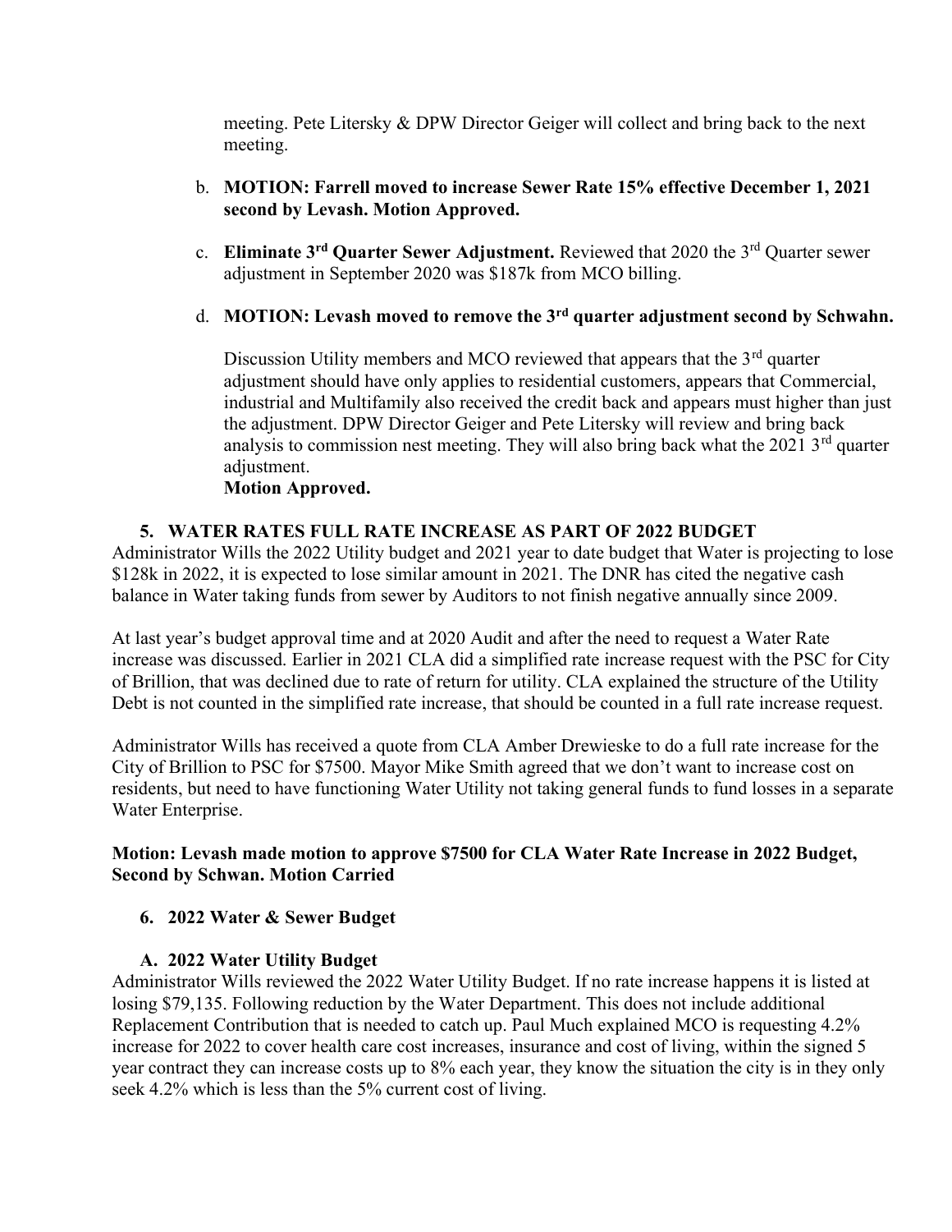meeting. Pete Litersky & DPW Director Geiger will collect and bring back to the next meeting.

b. **MOTION: Farrell moved to increase Sewer Rate 15% effective December 1, 2021 second by Levash. Motion Approved.**

c. **Eliminate 3rd Quarter Sewer Adjustment.** Reviewed that 2020 the 3rd Quarter sewer adjustment in September 2020 was $187k from MCO billing.

d. **MOTION: Levash moved to remove the 3rd quarter adjustment second by Schwahn.**

Discussion Utility members and MCO reviewed that appears that the 3rd quarter adjustment should have only applies to residential customers, appears that Commercial, industrial and Multifamily also received the credit back and appears must higher than just the adjustment. DPW Director Geiger and Pete Litersky will review and bring back analysis to commission nest meeting. They will also bring back what the 2021 3rd quarter adjustment.

**Motion Approved.**

## 5. WATER RATES FULL RATE INCREASE AS PART OF 2022 BUDGET

Administrator Wills the 2022 Utility budget and 2021 year to date budget that Water is projecting to lose $128k in 2022, it is expected to lose similar amount in 2021. The DNR has cited the negative cash balance in Water taking funds from sewer by Auditors to not finish negative annually since 2009.

At last year's budget approval time and at 2020 Audit and after the need to request a Water Rate increase was discussed. Earlier in 2021 CLA did a simplified rate increase request with the PSC for City of Brillion, that was declined due to rate of return for utility. CLA explained the structure of the Utility Debt is not counted in the simplified rate increase, that should be counted in a full rate increase request.

Administrator Wills has received a quote from CLA Amber Drewieske to do a full rate increase for the City of Brillion to PSC for $7500. Mayor Mike Smith agreed that we don't want to increase cost on residents, but need to have functioning Water Utility not taking general funds to fund losses in a separate Water Enterprise.

**Motion: Levash made motion to approve $7500 for CLA Water Rate Increase in 2022 Budget, Second by Schwan. Motion Carried**

## 6. 2022 Water & Sewer Budget

### A. 2022 Water Utility Budget

Administrator Wills reviewed the 2022 Water Utility Budget. If no rate increase happens it is listed at losing $79,135. Following reduction by the Water Department. This does not include additional Replacement Contribution that is needed to catch up. Paul Much explained MCO is requesting 4.2% increase for 2022 to cover health care cost increases, insurance and cost of living, within the signed 5 year contract they can increase costs up to 8% each year, they know the situation the city is in they only seek 4.2% which is less than the 5% current cost of living.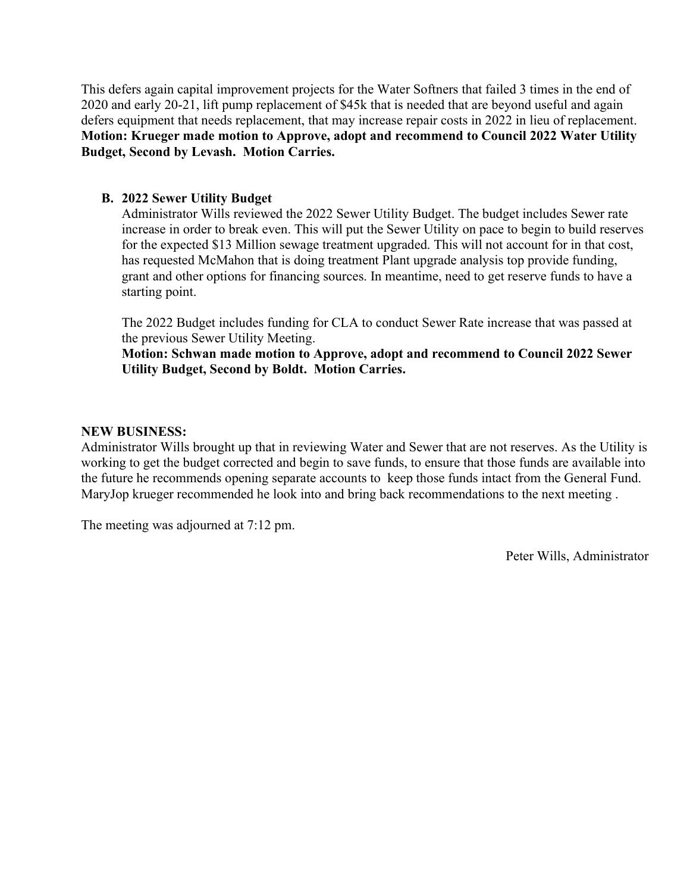This defers again capital improvement projects for the Water Softners that failed 3 times in the end of 2020 and early 20-21, lift pump replacement of $45k that is needed that are beyond useful and again defers equipment that needs replacement, that may increase repair costs in 2022 in lieu of replacement.
**Motion: Krueger made motion to Approve, adopt and recommend to Council 2022 Water Utility Budget, Second by Levash. Motion Carries.**

**B. 2022 Sewer Utility Budget**

Administrator Wills reviewed the 2022 Sewer Utility Budget. The budget includes Sewer rate increase in order to break even. This will put the Sewer Utility on pace to begin to build reserves for the expected $13 Million sewage treatment upgraded. This will not account for in that cost, has requested McMahon that is doing treatment Plant upgrade analysis top provide funding, grant and other options for financing sources. In meantime, need to get reserve funds to have a starting point.

The 2022 Budget includes funding for CLA to conduct Sewer Rate increase that was passed at the previous Sewer Utility Meeting.
**Motion: Schwan made motion to Approve, adopt and recommend to Council 2022 Sewer Utility Budget, Second by Boldt. Motion Carries.**

**NEW BUSINESS:**

Administrator Wills brought up that in reviewing Water and Sewer that are not reserves. As the Utility is working to get the budget corrected and begin to save funds, to ensure that those funds are available into the future he recommends opening separate accounts to keep those funds intact from the General Fund. MaryJop krueger recommended he look into and bring back recommendations to the next meeting .

The meeting was adjourned at 7:12 pm.

Peter Wills, Administrator